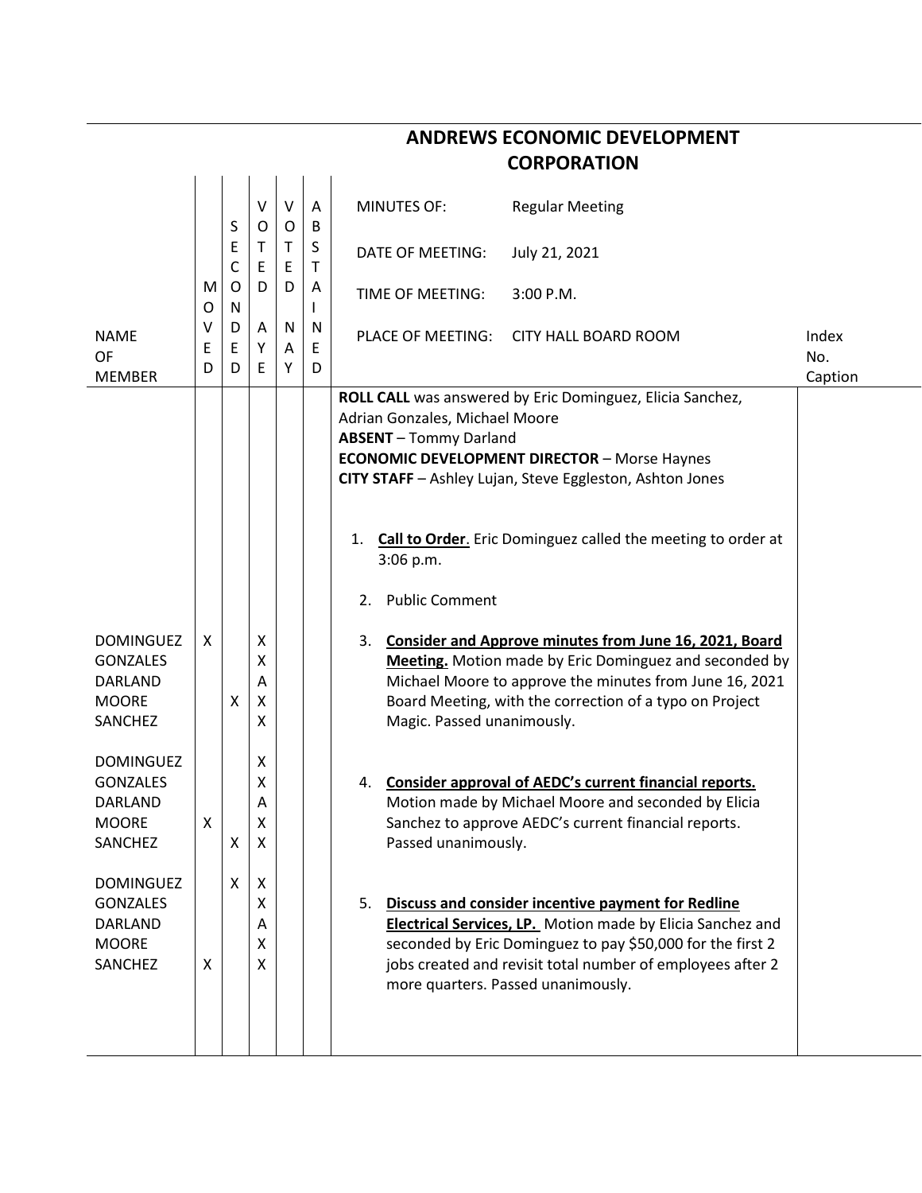# ANDREWS ECONOMIC DEVELOPMENT CORPORATION

| NAME OF MEMBER | MOVED | SECONDED | VOTED AYE | VOTED NAY | ABSTAINED | | Index No. Caption |
|---|---|---|---|---|---|---|---|
| | | | | | | MINUTES OF: Regular Meeting | |
| | | | | | | DATE OF MEETING: July 21, 2021 | |
| | | | | | | TIME OF MEETING: 3:00 P.M. | |
| | | | | | | PLACE OF MEETING: CITY HALL BOARD ROOM | |

**ROLL CALL** was answered by Eric Dominguez, Elicia Sanchez, Adrian Gonzales, Michael Moore
**ABSENT** – Tommy Darland
**ECONOMIC DEVELOPMENT DIRECTOR** – Morse Haynes
**CITY STAFF** – Ashley Lujan, Steve Eggleston, Ashton Jones

1. **Call to Order**. Eric Dominguez called the meeting to order at 3:06 p.m.

2. Public Comment

| NAME OF MEMBER | MOVED | SECONDED | VOTED AYE | VOTED NAY | ABSTAINED |
|---|---|---|---|---|---|
| DOMINGUEZ | X | | X | | |
| GONZALES | | | X | | |
| DARLAND | | | A | | |
| MOORE | | X | X | | |
| SANCHEZ | | | X | | |

3. **Consider and Approve minutes from June 16, 2021, Board Meeting.** Motion made by Eric Dominguez and seconded by Michael Moore to approve the minutes from June 16, 2021 Board Meeting, with the correction of a typo on Project Magic. Passed unanimously.

| NAME OF MEMBER | MOVED | SECONDED | VOTED AYE | VOTED NAY | ABSTAINED |
|---|---|---|---|---|---|
| DOMINGUEZ | | | X | | |
| GONZALES | | | X | | |
| DARLAND | | | A | | |
| MOORE | X | | X | | |
| SANCHEZ | | X | X | | |

4. **Consider approval of AEDC's current financial reports.** Motion made by Michael Moore and seconded by Elicia Sanchez to approve AEDC's current financial reports. Passed unanimously.

| NAME OF MEMBER | MOVED | SECONDED | VOTED AYE | VOTED NAY | ABSTAINED |
|---|---|---|---|---|---|
| DOMINGUEZ | | X | X | | |
| GONZALES | | | X | | |
| DARLAND | | | A | | |
| MOORE | | | X | | |
| SANCHEZ | X | | X | | |

5. **Discuss and consider incentive payment for Redline Electrical Services, LP.** Motion made by Elicia Sanchez and seconded by Eric Dominguez to pay $50,000 for the first 2 jobs created and revisit total number of employees after 2 more quarters. Passed unanimously.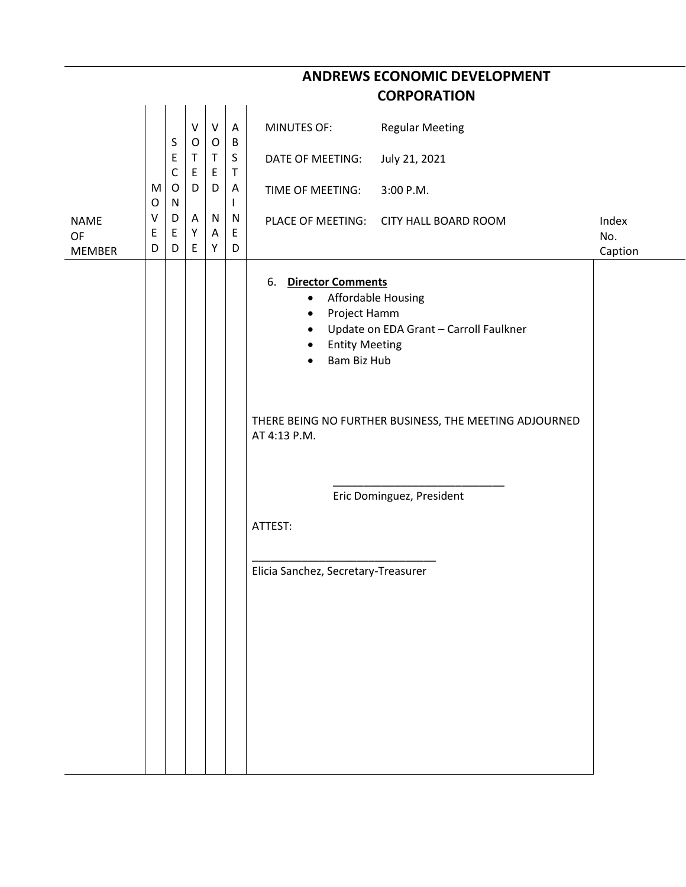# ANDREWS ECONOMIC DEVELOPMENT CORPORATION

| NAME OF MEMBER | MOVED | SECONDED | VOTED AYE | VOTED NAY | ABSTAINED | MINUTES OF: Regular Meeting<br>DATE OF MEETING: July 21, 2021<br>TIME OF MEETING: 3:00 P.M.<br>PLACE OF MEETING: CITY HALL BOARD ROOM | Index No. Caption |
|---|---|---|---|---|---|---|---|

6. **Director Comments**
   - Affordable Housing
   - Project Hamm
   - Update on EDA Grant – Carroll Faulkner
   - Entity Meeting
   - Bam Biz Hub

THERE BEING NO FURTHER BUSINESS, THE MEETING ADJOURNED AT 4:13 P.M.

\_\_\_\_\_\_\_\_\_\_\_\_\_\_\_\_\_\_\_\_\_\_\_\_\_\_\_\_\_\_

Eric Dominguez, President

ATTEST:

\_\_\_\_\_\_\_\_\_\_\_\_\_\_\_\_\_\_\_\_\_\_\_\_\_\_\_\_\_\_

Elicia Sanchez, Secretary-Treasurer